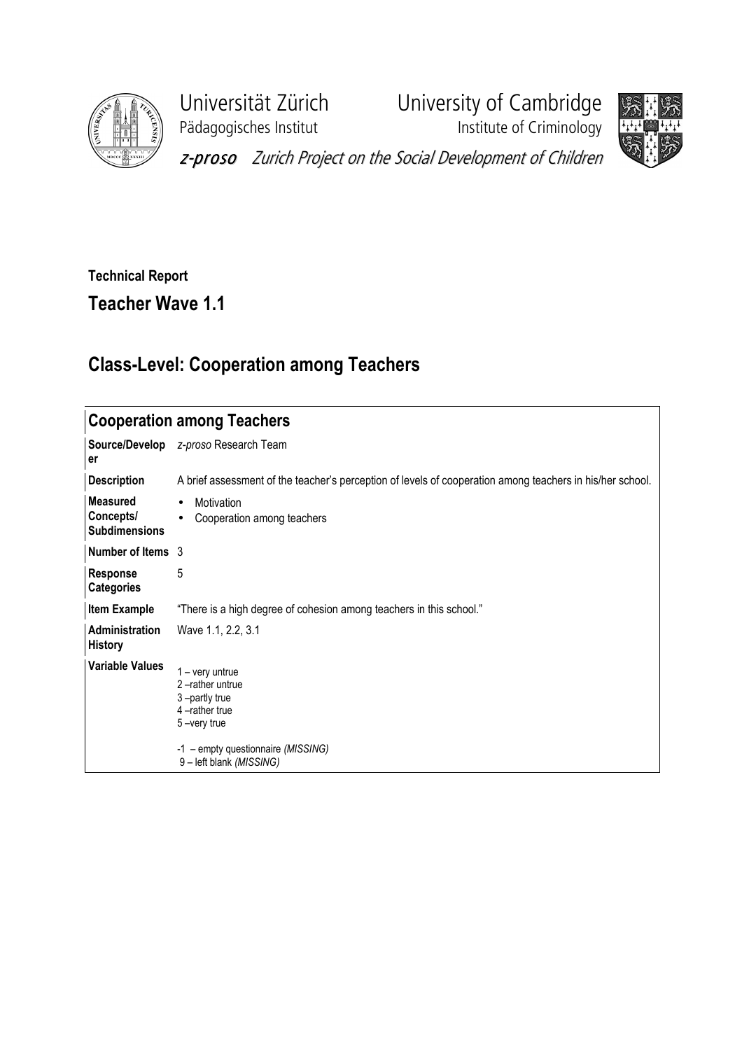Universität Zürich
Pädagogisches Institut

University of Cambridge
Institute of Criminology

*z-proso* Zurich Project on the Social Development of Children

**Technical Report**

## Teacher Wave 1.1

## Class-Level: Cooperation among Teachers

| Cooperation among Teachers | |
|---|---|
| **Source/Developer** | *z-proso* Research Team |
| **Description** | A brief assessment of the teacher's perception of levels of cooperation among teachers in his/her school. |
| **Measured Concepts/ Subdimensions** | • Motivation<br>• Cooperation among teachers |
| **Number of Items** | 3 |
| **Response Categories** | 5 |
| **Item Example** | "There is a high degree of cohesion among teachers in this school." |
| **Administration History** | Wave 1.1, 2.2, 3.1 |
| **Variable Values** | 1 – very untrue<br>2 –rather untrue<br>3 –partly true<br>4 –rather true<br>5 –very true<br><br>-1 – empty questionnaire *(MISSING)*<br>9 – left blank *(MISSING)* |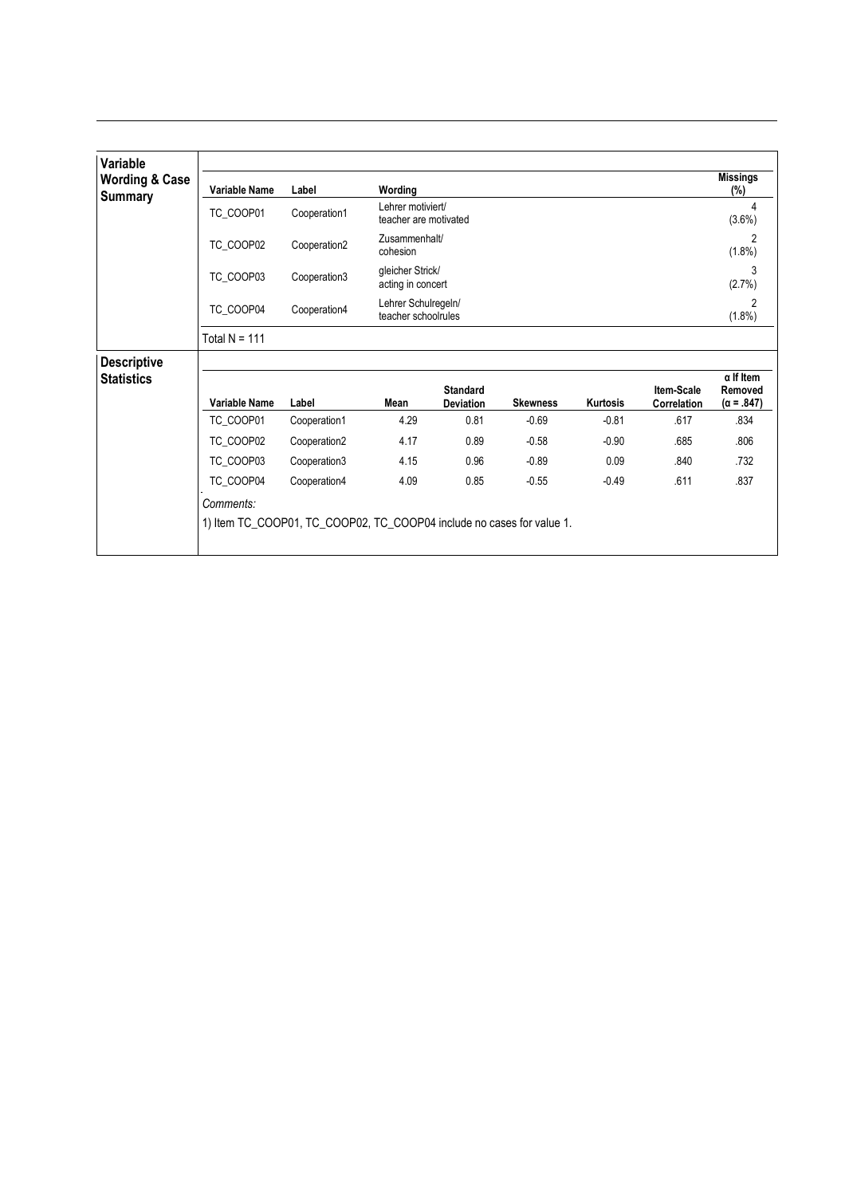## Variable Wording & Case Summary

| Variable Name | Label | Wording | Missings (%) |
|---|---|---|---|
| TC_COOP01 | Cooperation1 | Lehrer motiviert/ teacher are motivated | 4 (3.6%) |
| TC_COOP02 | Cooperation2 | Zusammenhalt/ cohesion | 2 (1.8%) |
| TC_COOP03 | Cooperation3 | gleicher Strick/ acting in concert | 3 (2.7%) |
| TC_COOP04 | Cooperation4 | Lehrer Schulregeln/ teacher schoolrules | 2 (1.8%) |

Total N = 111

## Descriptive Statistics

| Variable Name | Label | Mean | Standard Deviation | Skewness | Kurtosis | Item-Scale Correlation | α If Item Removed (α = .847) |
|---|---|---|---|---|---|---|---|
| TC_COOP01 | Cooperation1 | 4.29 | 0.81 | -0.69 | -0.81 | .617 | .834 |
| TC_COOP02 | Cooperation2 | 4.17 | 0.89 | -0.58 | -0.90 | .685 | .806 |
| TC_COOP03 | Cooperation3 | 4.15 | 0.96 | -0.89 | 0.09 | .840 | .732 |
| TC_COOP04 | Cooperation4 | 4.09 | 0.85 | -0.55 | -0.49 | .611 | .837 |

*Comments:*

1) Item TC_COOP01, TC_COOP02, TC_COOP04 include no cases for value 1.